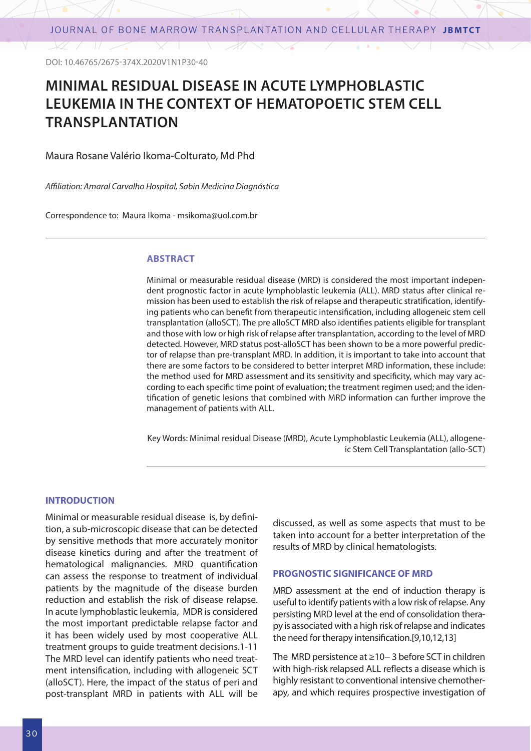DOI: 10.46765/2675-374X.2020V1N1P30-40

# MINIMAL RESIDUAL DISEASE IN ACUTE LYMPHOBLASTIC LEUKEMIA IN THE CONTEXT OF HEMATOPOETIC STEM CELL TRANSPLANTATION

Maura Rosane Valério Ikoma-Colturato, Md Phd

*Affiliation: Amaral Carvalho Hospital, Sabin Medicina Diagnóstica*

Correspondence to: Maura Ikoma - msikoma@uol.com.br

### ABSTRACT

Minimal or measurable residual disease (MRD) is considered the most important independent prognostic factor in acute lymphoblastic leukemia (ALL). MRD status after clinical remission has been used to establish the risk of relapse and therapeutic stratification, identifying patients who can benefit from therapeutic intensification, including allogeneic stem cell transplantation (alloSCT). The pre alloSCT MRD also identifies patients eligible for transplant and those with low or high risk of relapse after transplantation, according to the level of MRD detected. However, MRD status post-alloSCT has been shown to be a more powerful predictor of relapse than pre-transplant MRD. In addition, it is important to take into account that there are some factors to be considered to better interpret MRD information, these include: the method used for MRD assessment and its sensitivity and specificity, which may vary according to each specific time point of evaluation; the treatment regimen used; and the identification of genetic lesions that combined with MRD information can further improve the management of patients with ALL.

Key Words: Minimal residual Disease (MRD), Acute Lymphoblastic Leukemia (ALL), allogeneic Stem Cell Transplantation (allo-SCT)

### INTRODUCTION

Minimal or measurable residual disease is, by definition, a sub-microscopic disease that can be detected by sensitive methods that more accurately monitor disease kinetics during and after the treatment of hematological malignancies. MRD quantification can assess the response to treatment of individual patients by the magnitude of the disease burden reduction and establish the risk of disease relapse. In acute lymphoblastic leukemia, MDR is considered the most important predictable relapse factor and it has been widely used by most cooperative ALL treatment groups to guide treatment decisions.1-11 The MRD level can identify patients who need treatment intensification, including with allogeneic SCT (alloSCT). Here, the impact of the status of peri and post-transplant MRD in patients with ALL will be discussed, as well as some aspects that must to be taken into account for a better interpretation of the results of MRD by clinical hematologists.

### PROGNOSTIC SIGNIFICANCE OF MRD

MRD assessment at the end of induction therapy is useful to identify patients with a low risk of relapse. Any persisting MRD level at the end of consolidation therapy is associated with a high risk of relapse and indicates the need for therapy intensification.[9,10,12,13]

The MRD persistence at $\geq 10^{-3}$ before SCT in children with high-risk relapsed ALL reflects a disease which is highly resistant to conventional intensive chemotherapy, and which requires prospective investigation of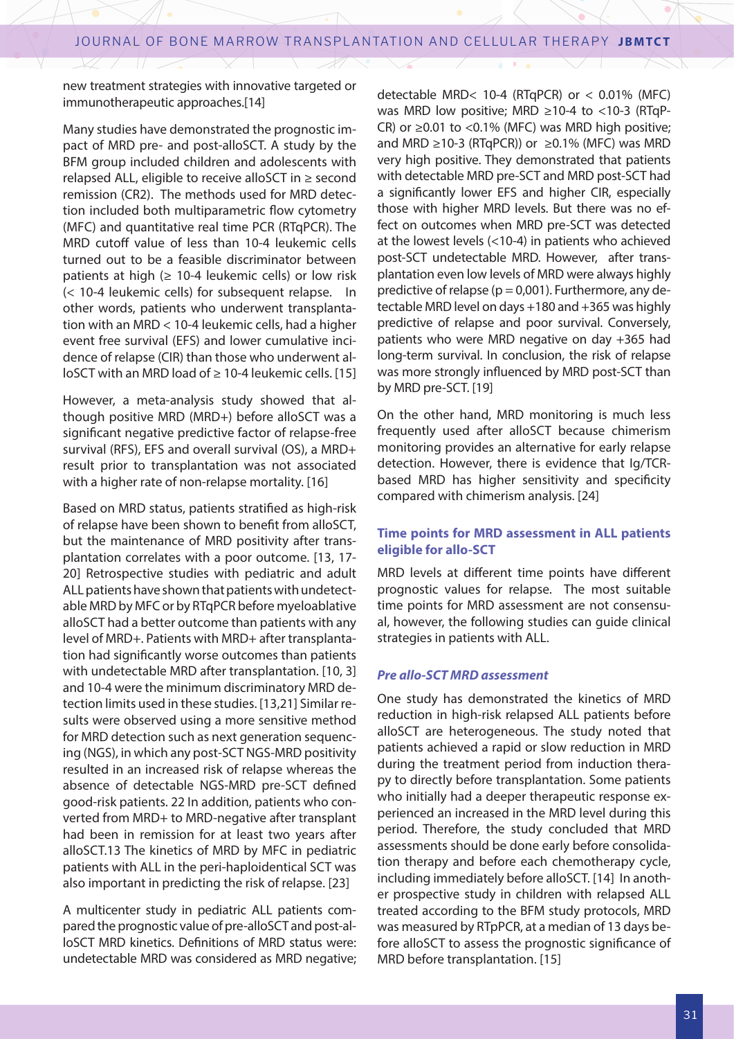new treatment strategies with innovative targeted or immunotherapeutic approaches.[14]

Many studies have demonstrated the prognostic impact of MRD pre- and post-alloSCT. A study by the BFM group included children and adolescents with relapsed ALL, eligible to receive alloSCT in ≥ second remission (CR2). The methods used for MRD detection included both multiparametric flow cytometry (MFC) and quantitative real time PCR (RTqPCR). The MRD cutoff value of less than $10^{-4}$ leukemic cells turned out to be a feasible discriminator between patients at high (≥ $10^{-4}$ leukemic cells) or low risk (< $10^{-4}$ leukemic cells) for subsequent relapse. In other words, patients who underwent transplantation with an MRD < $10^{-4}$ leukemic cells, had a higher event free survival (EFS) and lower cumulative incidence of relapse (CIR) than those who underwent alloSCT with an MRD load of ≥ $10^{-4}$ leukemic cells. [15]

However, a meta-analysis study showed that although positive MRD (MRD+) before alloSCT was a significant negative predictive factor of relapse-free survival (RFS), EFS and overall survival (OS), a MRD+ result prior to transplantation was not associated with a higher rate of non-relapse mortality. [16]

Based on MRD status, patients stratified as high-risk of relapse have been shown to benefit from alloSCT, but the maintenance of MRD positivity after transplantation correlates with a poor outcome. [13, 17-20] Retrospective studies with pediatric and adult ALL patients have shown that patients with undetectable MRD by MFC or by RTqPCR before myeloablative alloSCT had a better outcome than patients with any level of MRD+. Patients with MRD+ after transplantation had significantly worse outcomes than patients with undetectable MRD after transplantation. [10, 3] and $10^{-4}$ were the minimum discriminatory MRD detection limits used in these studies. [13,21] Similar results were observed using a more sensitive method for MRD detection such as next generation sequencing (NGS), in which any post-SCT NGS-MRD positivity resulted in an increased risk of relapse whereas the absence of detectable NGS-MRD pre-SCT defined good-risk patients. 22 In addition, patients who converted from MRD+ to MRD-negative after transplant had been in remission for at least two years after alloSCT.13 The kinetics of MRD by MFC in pediatric patients with ALL in the peri-haploidentical SCT was also important in predicting the risk of relapse. [23]

A multicenter study in pediatric ALL patients compared the prognostic value of pre-alloSCT and post-alloSCT MRD kinetics. Definitions of MRD status were: undetectable MRD was considered as MRD negative; detectable MRD< $10^{-4}$ (RTqPCR) or < 0.01% (MFC) was MRD low positive; MRD ≥$10^{-4}$ to <$10^{-3}$ (RTqPCR) or ≥0.01 to <0.1% (MFC) was MRD high positive; and MRD ≥$10^{-3}$ (RTqPCR)) or ≥0.1% (MFC) was MRD very high positive. They demonstrated that patients with detectable MRD pre-SCT and MRD post-SCT had a significantly lower EFS and higher CIR, especially those with higher MRD levels. But there was no effect on outcomes when MRD pre-SCT was detected at the lowest levels (<$10^{-4}$) in patients who achieved post-SCT undetectable MRD. However, after transplantation even low levels of MRD were always highly predictive of relapse ($p = 0{,}001$). Furthermore, any detectable MRD level on days +180 and +365 was highly predictive of relapse and poor survival. Conversely, patients who were MRD negative on day +365 had long-term survival. In conclusion, the risk of relapse was more strongly influenced by MRD post-SCT than by MRD pre-SCT. [19]

On the other hand, MRD monitoring is much less frequently used after alloSCT because chimerism monitoring provides an alternative for early relapse detection. However, there is evidence that Ig/TCR-based MRD has higher sensitivity and specificity compared with chimerism analysis. [24]

## Time points for MRD assessment in ALL patients eligible for allo-SCT

MRD levels at different time points have different prognostic values for relapse. The most suitable time points for MRD assessment are not consensual, however, the following studies can guide clinical strategies in patients with ALL.

### *Pre allo-SCT MRD assessment*

One study has demonstrated the kinetics of MRD reduction in high-risk relapsed ALL patients before alloSCT are heterogeneous. The study noted that patients achieved a rapid or slow reduction in MRD during the treatment period from induction therapy to directly before transplantation. Some patients who initially had a deeper therapeutic response experienced an increased in the MRD level during this period. Therefore, the study concluded that MRD assessments should be done early before consolidation therapy and before each chemotherapy cycle, including immediately before alloSCT. [14] In another prospective study in children with relapsed ALL treated according to the BFM study protocols, MRD was measured by RTpPCR, at a median of 13 days before alloSCT to assess the prognostic significance of MRD before transplantation. [15]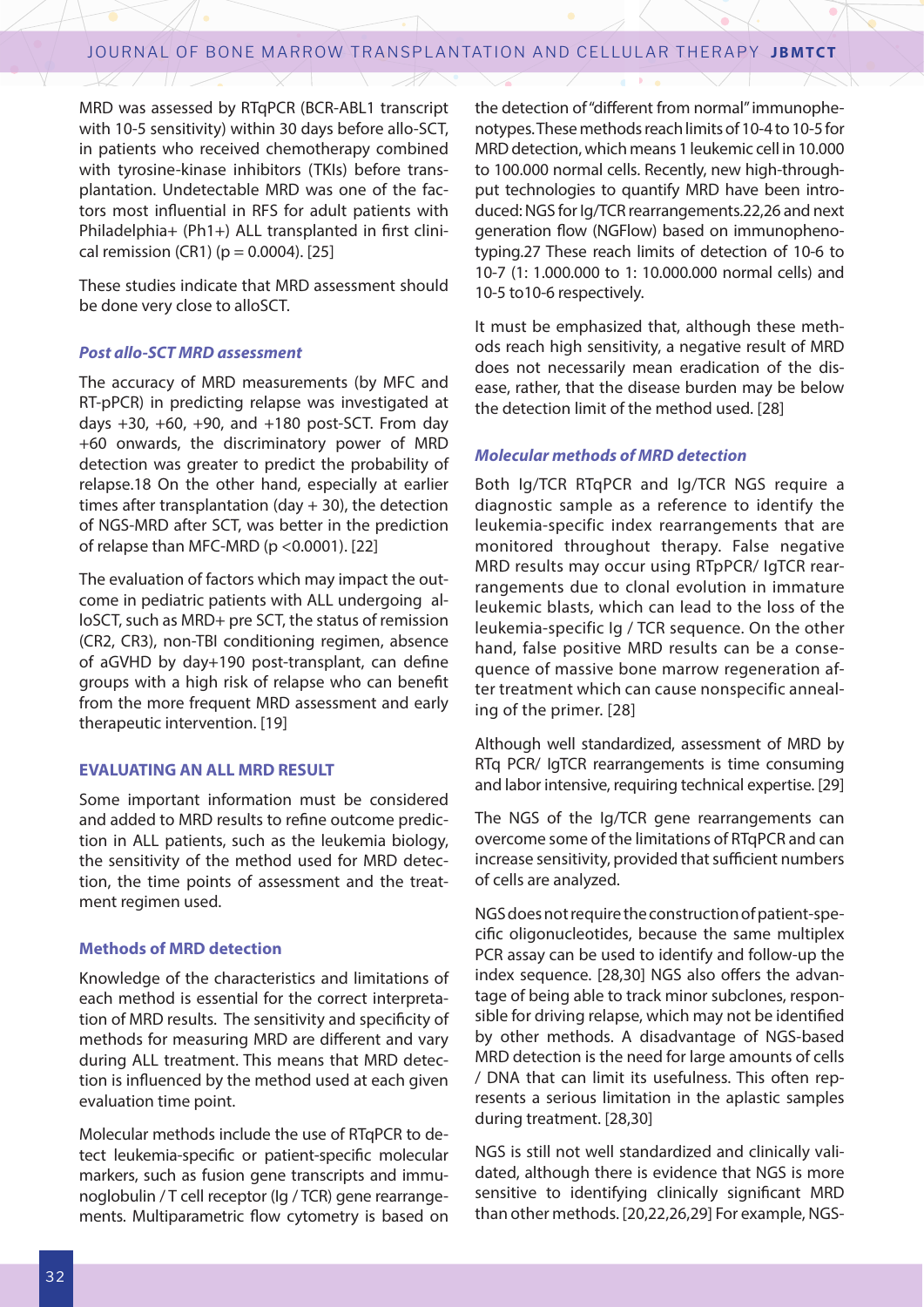MRD was assessed by RTqPCR (BCR-ABL1 transcript with $10^{-5}$ sensitivity) within 30 days before allo-SCT, in patients who received chemotherapy combined with tyrosine-kinase inhibitors (TKIs) before transplantation. Undetectable MRD was one of the factors most influential in RFS for adult patients with Philadelphia+ (Ph1+) ALL transplanted in first clinical remission (CR1) ($p = 0.0004$). [25]

These studies indicate that MRD assessment should be done very close to alloSCT.

### *Post allo-SCT MRD assessment*

The accuracy of MRD measurements (by MFC and RT-pPCR) in predicting relapse was investigated at days +30, +60, +90, and +180 post-SCT. From day +60 onwards, the discriminatory power of MRD detection was greater to predict the probability of relapse.18 On the other hand, especially at earlier times after transplantation (day + 30), the detection of NGS-MRD after SCT, was better in the prediction of relapse than MFC-MRD ($p < 0.0001$). [22]

The evaluation of factors which may impact the outcome in pediatric patients with ALL undergoing alloSCT, such as MRD+ pre SCT, the status of remission (CR2, CR3), non-TBI conditioning regimen, absence of aGVHD by day+190 post-transplant, can define groups with a high risk of relapse who can benefit from the more frequent MRD assessment and early therapeutic intervention. [19]

## EVALUATING AN ALL MRD RESULT

Some important information must be considered and added to MRD results to refine outcome prediction in ALL patients, such as the leukemia biology, the sensitivity of the method used for MRD detection, the time points of assessment and the treatment regimen used.

### Methods of MRD detection

Knowledge of the characteristics and limitations of each method is essential for the correct interpretation of MRD results. The sensitivity and specificity of methods for measuring MRD are different and vary during ALL treatment. This means that MRD detection is influenced by the method used at each given evaluation time point.

Molecular methods include the use of RTqPCR to detect leukemia-specific or patient-specific molecular markers, such as fusion gene transcripts and immunoglobulin / T cell receptor (Ig / TCR) gene rearrangements. Multiparametric flow cytometry is based on the detection of "different from normal" immunophenotypes. These methods reach limits of $10^{-4}$ to $10^{-5}$ for MRD detection, which means 1 leukemic cell in 10.000 to 100.000 normal cells. Recently, new high-throughput technologies to quantify MRD have been introduced: NGS for Ig/TCR rearrangements.22,26 and next generation flow (NGFlow) based on immunophenotyping.27 These reach limits of detection of $10^{-6}$ to $10^{-7}$ (1: 1.000.000 to 1: 10.000.000 normal cells) and $10^{-5}$ to $10^{-6}$ respectively.

It must be emphasized that, although these methods reach high sensitivity, a negative result of MRD does not necessarily mean eradication of the disease, rather, that the disease burden may be below the detection limit of the method used. [28]

### *Molecular methods of MRD detection*

Both Ig/TCR RTqPCR and Ig/TCR NGS require a diagnostic sample as a reference to identify the leukemia-specific index rearrangements that are monitored throughout therapy. False negative MRD results may occur using RTpPCR/ IgTCR rearrangements due to clonal evolution in immature leukemic blasts, which can lead to the loss of the leukemia-specific Ig / TCR sequence. On the other hand, false positive MRD results can be a consequence of massive bone marrow regeneration after treatment which can cause nonspecific annealing of the primer. [28]

Although well standardized, assessment of MRD by RTq PCR/ IgTCR rearrangements is time consuming and labor intensive, requiring technical expertise. [29]

The NGS of the Ig/TCR gene rearrangements can overcome some of the limitations of RTqPCR and can increase sensitivity, provided that sufficient numbers of cells are analyzed.

NGS does not require the construction of patient-specific oligonucleotides, because the same multiplex PCR assay can be used to identify and follow-up the index sequence. [28,30] NGS also offers the advantage of being able to track minor subclones, responsible for driving relapse, which may not be identified by other methods. A disadvantage of NGS-based MRD detection is the need for large amounts of cells / DNA that can limit its usefulness. This often represents a serious limitation in the aplastic samples during treatment. [28,30]

NGS is still not well standardized and clinically validated, although there is evidence that NGS is more sensitive to identifying clinically significant MRD than other methods. [20,22,26,29] For example, NGS-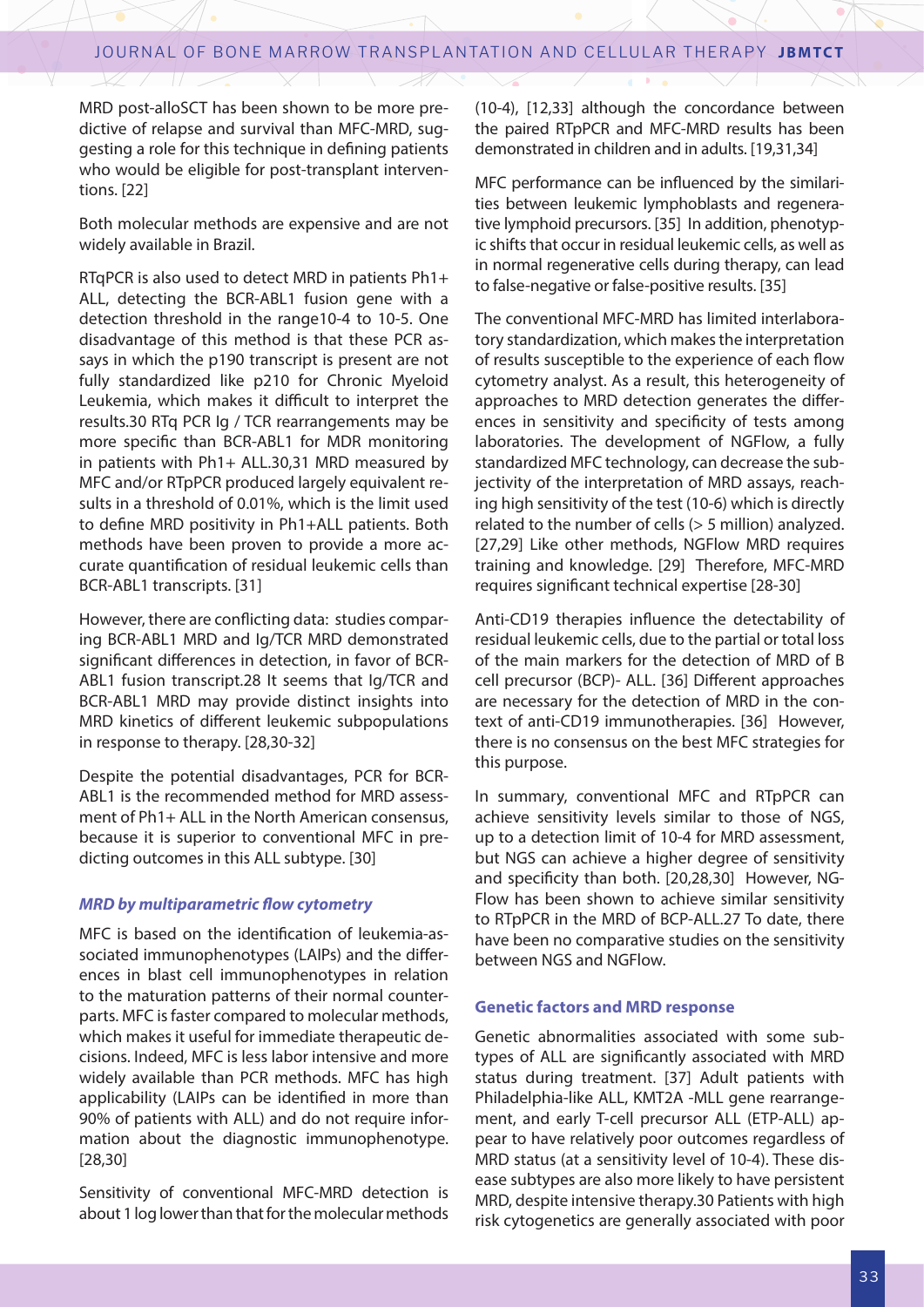MRD post-alloSCT has been shown to be more predictive of relapse and survival than MFC-MRD, suggesting a role for this technique in defining patients who would be eligible for post-transplant interventions. [22]

Both molecular methods are expensive and are not widely available in Brazil.

RTqPCR is also used to detect MRD in patients Ph1+ ALL, detecting the BCR-ABL1 fusion gene with a detection threshold in the range10-4 to 10-5. One disadvantage of this method is that these PCR assays in which the p190 transcript is present are not fully standardized like p210 for Chronic Myeloid Leukemia, which makes it difficult to interpret the results.30 RTq PCR Ig / TCR rearrangements may be more specific than BCR-ABL1 for MDR monitoring in patients with Ph1+ ALL.30,31 MRD measured by MFC and/or RTpPCR produced largely equivalent results in a threshold of 0.01%, which is the limit used to define MRD positivity in Ph1+ALL patients. Both methods have been proven to provide a more accurate quantification of residual leukemic cells than BCR-ABL1 transcripts. [31]

However, there are conflicting data: studies comparing BCR-ABL1 MRD and Ig/TCR MRD demonstrated significant differences in detection, in favor of BCR-ABL1 fusion transcript.28 It seems that Ig/TCR and BCR-ABL1 MRD may provide distinct insights into MRD kinetics of different leukemic subpopulations in response to therapy. [28,30-32]

Despite the potential disadvantages, PCR for BCR-ABL1 is the recommended method for MRD assessment of Ph1+ ALL in the North American consensus, because it is superior to conventional MFC in predicting outcomes in this ALL subtype. [30]

### *MRD by multiparametric flow cytometry*

MFC is based on the identification of leukemia-associated immunophenotypes (LAIPs) and the differences in blast cell immunophenotypes in relation to the maturation patterns of their normal counterparts. MFC is faster compared to molecular methods, which makes it useful for immediate therapeutic decisions. Indeed, MFC is less labor intensive and more widely available than PCR methods. MFC has high applicability (LAIPs can be identified in more than 90% of patients with ALL) and do not require information about the diagnostic immunophenotype. [28,30]

Sensitivity of conventional MFC-MRD detection is about 1 log lower than that for the molecular methods (10-4), [12,33] although the concordance between the paired RTpPCR and MFC-MRD results has been demonstrated in children and in adults. [19,31,34]

MFC performance can be influenced by the similarities between leukemic lymphoblasts and regenerative lymphoid precursors. [35] In addition, phenotypic shifts that occur in residual leukemic cells, as well as in normal regenerative cells during therapy, can lead to false-negative or false-positive results. [35]

The conventional MFC-MRD has limited interlaboratory standardization, which makes the interpretation of results susceptible to the experience of each flow cytometry analyst. As a result, this heterogeneity of approaches to MRD detection generates the differences in sensitivity and specificity of tests among laboratories. The development of NGFlow, a fully standardized MFC technology, can decrease the subjectivity of the interpretation of MRD assays, reaching high sensitivity of the test (10-6) which is directly related to the number of cells (> 5 million) analyzed. [27,29] Like other methods, NGFlow MRD requires training and knowledge. [29] Therefore, MFC-MRD requires significant technical expertise [28-30]

Anti-CD19 therapies influence the detectability of residual leukemic cells, due to the partial or total loss of the main markers for the detection of MRD of B cell precursor (BCP)- ALL. [36] Different approaches are necessary for the detection of MRD in the context of anti-CD19 immunotherapies. [36] However, there is no consensus on the best MFC strategies for this purpose.

In summary, conventional MFC and RTpPCR can achieve sensitivity levels similar to those of NGS, up to a detection limit of 10-4 for MRD assessment, but NGS can achieve a higher degree of sensitivity and specificity than both. [20,28,30] However, NGFlow has been shown to achieve similar sensitivity to RTpPCR in the MRD of BCP-ALL.27 To date, there have been no comparative studies on the sensitivity between NGS and NGFlow.

### **Genetic factors and MRD response**

Genetic abnormalities associated with some subtypes of ALL are significantly associated with MRD status during treatment. [37] Adult patients with Philadelphia-like ALL, KMT2A -MLL gene rearrangement, and early T-cell precursor ALL (ETP-ALL) appear to have relatively poor outcomes regardless of MRD status (at a sensitivity level of 10-4). These disease subtypes are also more likely to have persistent MRD, despite intensive therapy.30 Patients with high risk cytogenetics are generally associated with poor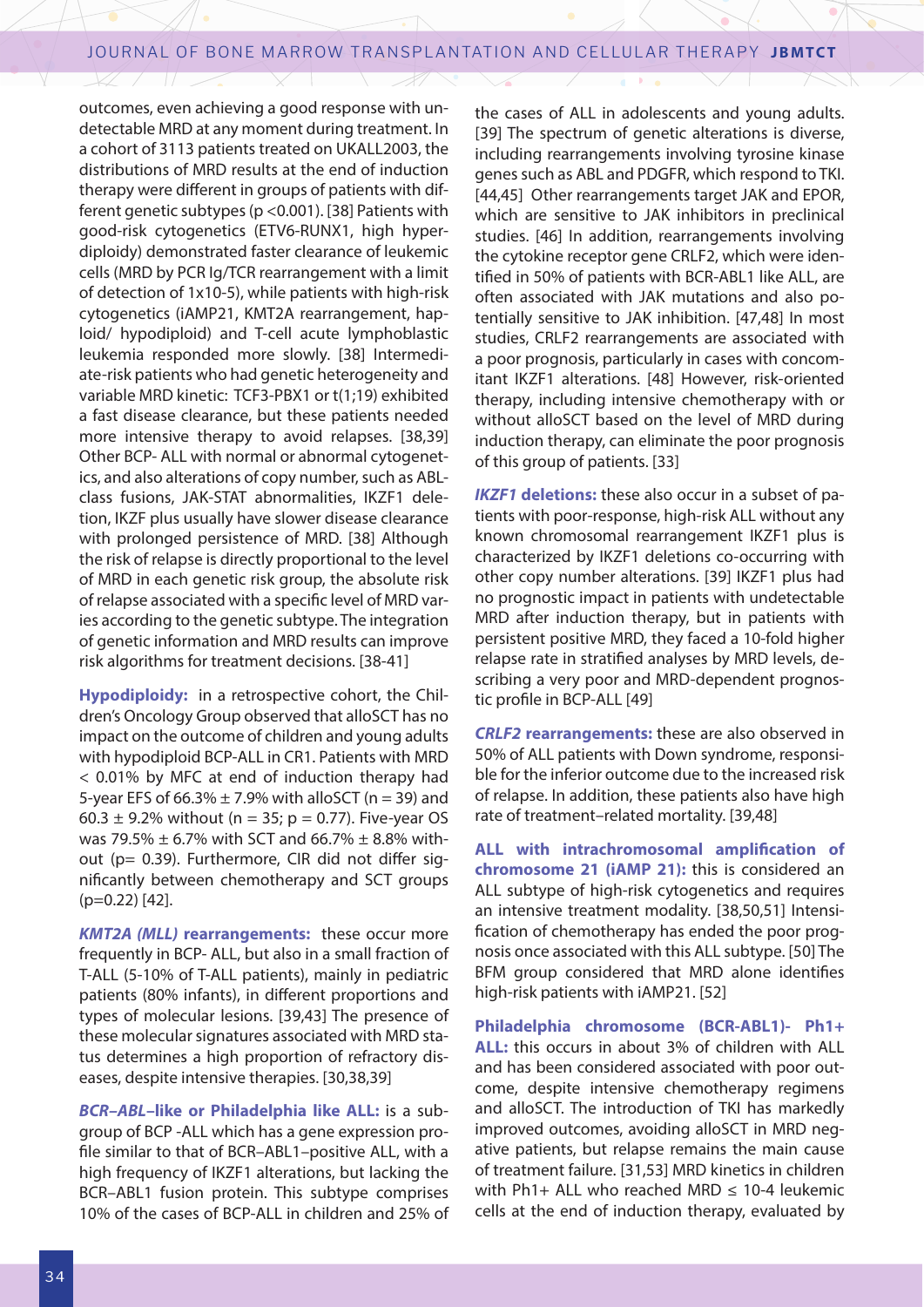outcomes, even achieving a good response with undetectable MRD at any moment during treatment. In a cohort of 3113 patients treated on UKALL2003, the distributions of MRD results at the end of induction therapy were different in groups of patients with different genetic subtypes ($p < 0.001$). [38] Patients with good-risk cytogenetics (ETV6-RUNX1, high hyperdiploidy) demonstrated faster clearance of leukemic cells (MRD by PCR Ig/TCR rearrangement with a limit of detection of $1 \times 10^{-5}$), while patients with high-risk cytogenetics (iAMP21, KMT2A rearrangement, haploid/ hypodiploid) and T-cell acute lymphoblastic leukemia responded more slowly. [38] Intermediate-risk patients who had genetic heterogeneity and variable MRD kinetic: TCF3-PBX1 or t(1;19) exhibited a fast disease clearance, but these patients needed more intensive therapy to avoid relapses. [38,39] Other BCP- ALL with normal or abnormal cytogenetics, and also alterations of copy number, such as ABL-class fusions, JAK-STAT abnormalities, IKZF1 deletion, IKZF plus usually have slower disease clearance with prolonged persistence of MRD. [38] Although the risk of relapse is directly proportional to the level of MRD in each genetic risk group, the absolute risk of relapse associated with a specific level of MRD varies according to the genetic subtype. The integration of genetic information and MRD results can improve risk algorithms for treatment decisions. [38-41]

**Hypodiploidy:** in a retrospective cohort, the Children's Oncology Group observed that alloSCT has no impact on the outcome of children and young adults with hypodiploid BCP-ALL in CR1. Patients with MRD < 0.01% by MFC at end of induction therapy had 5-year EFS of $66.3\% \pm 7.9\%$ with alloSCT ($n = 39$) and $60.3 \pm 9.2\%$ without ($n = 35$; $p = 0.77$). Five-year OS was $79.5\% \pm 6.7\%$ with SCT and $66.7\% \pm 8.8\%$ without ($p = 0.39$). Furthermore, CIR did not differ significantly between chemotherapy and SCT groups ($p=0.22$) [42].

***KMT2A (MLL)* rearrangements:** these occur more frequently in BCP- ALL, but also in a small fraction of T-ALL (5-10% of T-ALL patients), mainly in pediatric patients (80% infants), in different proportions and types of molecular lesions. [39,43] The presence of these molecular signatures associated with MRD status determines a high proportion of refractory diseases, despite intensive therapies. [30,38,39]

***BCR–ABL*–like or Philadelphia like ALL:** is a subgroup of BCP -ALL which has a gene expression profile similar to that of BCR–ABL1–positive ALL, with a high frequency of IKZF1 alterations, but lacking the BCR–ABL1 fusion protein. This subtype comprises 10% of the cases of BCP-ALL in children and 25% of the cases of ALL in adolescents and young adults. [39] The spectrum of genetic alterations is diverse, including rearrangements involving tyrosine kinase genes such as ABL and PDGFR, which respond to TKI. [44,45] Other rearrangements target JAK and EPOR, which are sensitive to JAK inhibitors in preclinical studies. [46] In addition, rearrangements involving the cytokine receptor gene CRLF2, which were identified in 50% of patients with BCR-ABL1 like ALL, are often associated with JAK mutations and also potentially sensitive to JAK inhibition. [47,48] In most studies, CRLF2 rearrangements are associated with a poor prognosis, particularly in cases with concomitant IKZF1 alterations. [48] However, risk-oriented therapy, including intensive chemotherapy with or without alloSCT based on the level of MRD during induction therapy, can eliminate the poor prognosis of this group of patients. [33]

***IKZF1* deletions:** these also occur in a subset of patients with poor-response, high-risk ALL without any known chromosomal rearrangement IKZF1 plus is characterized by IKZF1 deletions co-occurring with other copy number alterations. [39] IKZF1 plus had no prognostic impact in patients with undetectable MRD after induction therapy, but in patients with persistent positive MRD, they faced a 10-fold higher relapse rate in stratified analyses by MRD levels, describing a very poor and MRD-dependent prognostic profile in BCP-ALL [49]

***CRLF2* rearrangements:** these are also observed in 50% of ALL patients with Down syndrome, responsible for the inferior outcome due to the increased risk of relapse. In addition, these patients also have high rate of treatment–related mortality. [39,48]

**ALL with intrachromosomal amplification of chromosome 21 (iAMP 21):** this is considered an ALL subtype of high-risk cytogenetics and requires an intensive treatment modality. [38,50,51] Intensification of chemotherapy has ended the poor prognosis once associated with this ALL subtype. [50] The BFM group considered that MRD alone identifies high-risk patients with iAMP21. [52]

**Philadelphia chromosome (BCR-ABL1)- Ph1+ ALL:** this occurs in about 3% of children with ALL and has been considered associated with poor outcome, despite intensive chemotherapy regimens and alloSCT. The introduction of TKI has markedly improved outcomes, avoiding alloSCT in MRD negative patients, but relapse remains the main cause of treatment failure. [31,53] MRD kinetics in children with Ph1+ ALL who reached MRD $\leq 10^{-4}$ leukemic cells at the end of induction therapy, evaluated by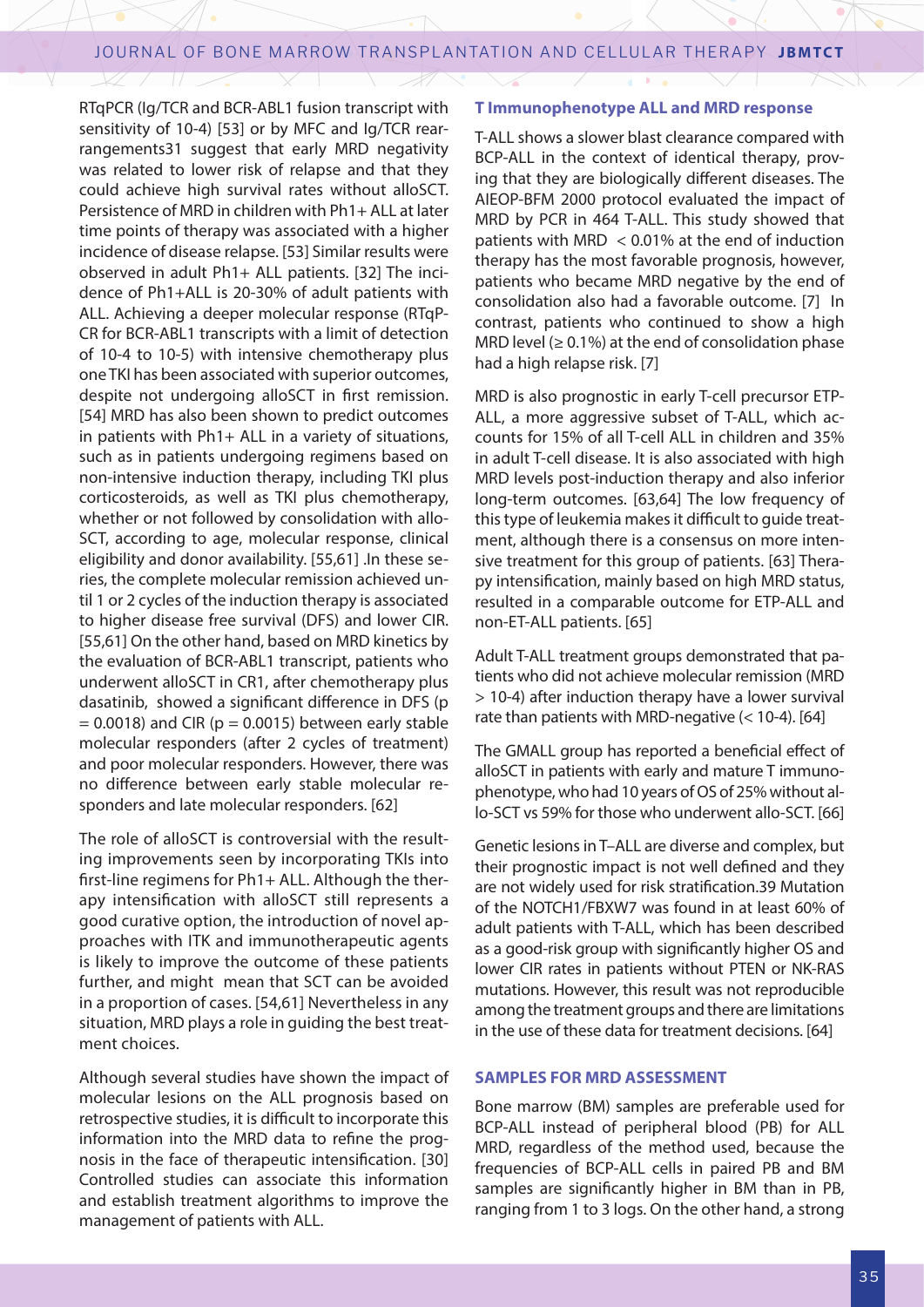RTqPCR (Ig/TCR and BCR-ABL1 fusion transcript with sensitivity of 10-4) [53] or by MFC and Ig/TCR rearrangements31 suggest that early MRD negativity was related to lower risk of relapse and that they could achieve high survival rates without alloSCT. Persistence of MRD in children with Ph1+ ALL at later time points of therapy was associated with a higher incidence of disease relapse. [53] Similar results were observed in adult Ph1+ ALL patients. [32] The incidence of Ph1+ALL is 20-30% of adult patients with ALL. Achieving a deeper molecular response (RTqPCR for BCR-ABL1 transcripts with a limit of detection of 10-4 to 10-5) with intensive chemotherapy plus one TKI has been associated with superior outcomes, despite not undergoing alloSCT in first remission. [54] MRD has also been shown to predict outcomes in patients with Ph1+ ALL in a variety of situations, such as in patients undergoing regimens based on non-intensive induction therapy, including TKI plus corticosteroids, as well as TKI plus chemotherapy, whether or not followed by consolidation with allo-SCT, according to age, molecular response, clinical eligibility and donor availability. [55,61] .In these series, the complete molecular remission achieved until 1 or 2 cycles of the induction therapy is associated to higher disease free survival (DFS) and lower CIR. [55,61] On the other hand, based on MRD kinetics by the evaluation of BCR-ABL1 transcript, patients who underwent alloSCT in CR1, after chemotherapy plus dasatinib, showed a significant difference in DFS ($p = 0.0018$) and CIR ($p = 0.0015$) between early stable molecular responders (after 2 cycles of treatment) and poor molecular responders. However, there was no difference between early stable molecular responders and late molecular responders. [62]

The role of alloSCT is controversial with the resulting improvements seen by incorporating TKIs into first-line regimens for Ph1+ ALL. Although the therapy intensification with alloSCT still represents a good curative option, the introduction of novel approaches with ITK and immunotherapeutic agents is likely to improve the outcome of these patients further, and might mean that SCT can be avoided in a proportion of cases. [54,61] Nevertheless in any situation, MRD plays a role in guiding the best treatment choices.

Although several studies have shown the impact of molecular lesions on the ALL prognosis based on retrospective studies, it is difficult to incorporate this information into the MRD data to refine the prognosis in the face of therapeutic intensification. [30] Controlled studies can associate this information and establish treatment algorithms to improve the management of patients with ALL.

### T Immunophenotype ALL and MRD response

T-ALL shows a slower blast clearance compared with BCP-ALL in the context of identical therapy, proving that they are biologically different diseases. The AIEOP-BFM 2000 protocol evaluated the impact of MRD by PCR in 464 T-ALL. This study showed that patients with MRD < 0.01% at the end of induction therapy has the most favorable prognosis, however, patients who became MRD negative by the end of consolidation also had a favorable outcome. [7] In contrast, patients who continued to show a high MRD level (≥ 0.1%) at the end of consolidation phase had a high relapse risk. [7]

MRD is also prognostic in early T-cell precursor ETP-ALL, a more aggressive subset of T-ALL, which accounts for 15% of all T-cell ALL in children and 35% in adult T-cell disease. It is also associated with high MRD levels post-induction therapy and also inferior long-term outcomes. [63,64] The low frequency of this type of leukemia makes it difficult to guide treatment, although there is a consensus on more intensive treatment for this group of patients. [63] Therapy intensification, mainly based on high MRD status, resulted in a comparable outcome for ETP-ALL and non-ET-ALL patients. [65]

Adult T-ALL treatment groups demonstrated that patients who did not achieve molecular remission (MRD > 10-4) after induction therapy have a lower survival rate than patients with MRD-negative (< 10-4). [64]

The GMALL group has reported a beneficial effect of alloSCT in patients with early and mature T immunophenotype, who had 10 years of OS of 25% without allo-SCT vs 59% for those who underwent allo-SCT. [66]

Genetic lesions in T–ALL are diverse and complex, but their prognostic impact is not well defined and they are not widely used for risk stratification.39 Mutation of the NOTCH1/FBXW7 was found in at least 60% of adult patients with T-ALL, which has been described as a good-risk group with significantly higher OS and lower CIR rates in patients without PTEN or NK-RAS mutations. However, this result was not reproducible among the treatment groups and there are limitations in the use of these data for treatment decisions. [64]

## SAMPLES FOR MRD ASSESSMENT

Bone marrow (BM) samples are preferable used for BCP-ALL instead of peripheral blood (PB) for ALL MRD, regardless of the method used, because the frequencies of BCP-ALL cells in paired PB and BM samples are significantly higher in BM than in PB, ranging from 1 to 3 logs. On the other hand, a strong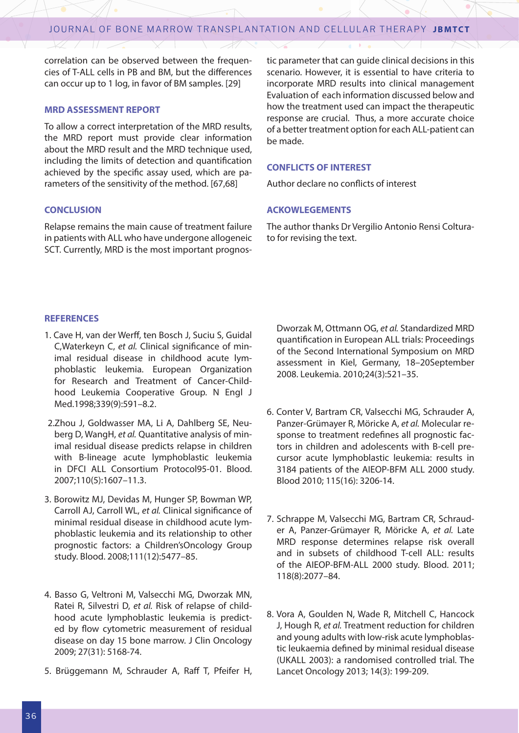correlation can be observed between the frequencies of T-ALL cells in PB and BM, but the differences can occur up to 1 log, in favor of BM samples. [29]

## MRD ASSESSMENT REPORT

To allow a correct interpretation of the MRD results, the MRD report must provide clear information about the MRD result and the MRD technique used, including the limits of detection and quantification achieved by the specific assay used, which are parameters of the sensitivity of the method. [67,68]

## CONCLUSION

Relapse remains the main cause of treatment failure in patients with ALL who have undergone allogeneic SCT. Currently, MRD is the most important prognostic parameter that can guide clinical decisions in this scenario. However, it is essential to have criteria to incorporate MRD results into clinical management Evaluation of each information discussed below and how the treatment used can impact the therapeutic response are crucial. Thus, a more accurate choice of a better treatment option for each ALL-patient can be made.

## CONFLICTS OF INTEREST

Author declare no conflicts of interest

## ACKOWLEGEMENTS

The author thanks Dr Vergilio Antonio Rensi Colturato for revising the text.

## REFERENCES

1. Cave H, van der Werff, ten Bosch J, Suciu S, Guidal C,Waterkeyn C, *et al.* Clinical significance of minimal residual disease in childhood acute lymphoblastic leukemia. European Organization for Research and Treatment of Cancer-Childhood Leukemia Cooperative Group. N Engl J Med.1998;339(9):591–8.2.

2. Zhou J, Goldwasser MA, Li A, Dahlberg SE, Neuberg D, WangH, *et al.* Quantitative analysis of minimal residual disease predicts relapse in children with B-lineage acute lymphoblastic leukemia in DFCI ALL Consortium Protocol95-01. Blood. 2007;110(5):1607–11.3.

3. Borowitz MJ, Devidas M, Hunger SP, Bowman WP, Carroll AJ, Carroll WL, *et al.* Clinical significance of minimal residual disease in childhood acute lymphoblastic leukemia and its relationship to other prognostic factors: a Children'sOncology Group study. Blood. 2008;111(12):5477–85.

4. Basso G, Veltroni M, Valsecchi MG, Dworzak MN, Ratei R, Silvestri D, *et al.* Risk of relapse of childhood acute lymphoblastic leukemia is predicted by flow cytometric measurement of residual disease on day 15 bone marrow. J Clin Oncology 2009; 27(31): 5168-74.

5. Brüggemann M, Schrauder A, Raff T, Pfeifer H, Dworzak M, Ottmann OG, *et al.* Standardized MRD quantification in European ALL trials: Proceedings of the Second International Symposium on MRD assessment in Kiel, Germany, 18–20September 2008. Leukemia. 2010;24(3):521–35.

6. Conter V, Bartram CR, Valsecchi MG, Schrauder A, Panzer-Grümayer R, Möricke A, *et al.* Molecular response to treatment redefines all prognostic factors in children and adolescents with B-cell precursor acute lymphoblastic leukemia: results in 3184 patients of the AIEOP-BFM ALL 2000 study. Blood 2010; 115(16): 3206-14.

7. Schrappe M, Valsecchi MG, Bartram CR, Schrauder A, Panzer-Grümayer R, Möricke A, *et al.* Late MRD response determines relapse risk overall and in subsets of childhood T-cell ALL: results of the AIEOP-BFM-ALL 2000 study. Blood. 2011; 118(8):2077–84.

8. Vora A, Goulden N, Wade R, Mitchell C, Hancock J, Hough R, *et al.* Treatment reduction for children and young adults with low-risk acute lymphoblastic leukaemia defined by minimal residual disease (UKALL 2003): a randomised controlled trial. The Lancet Oncology 2013; 14(3): 199-209.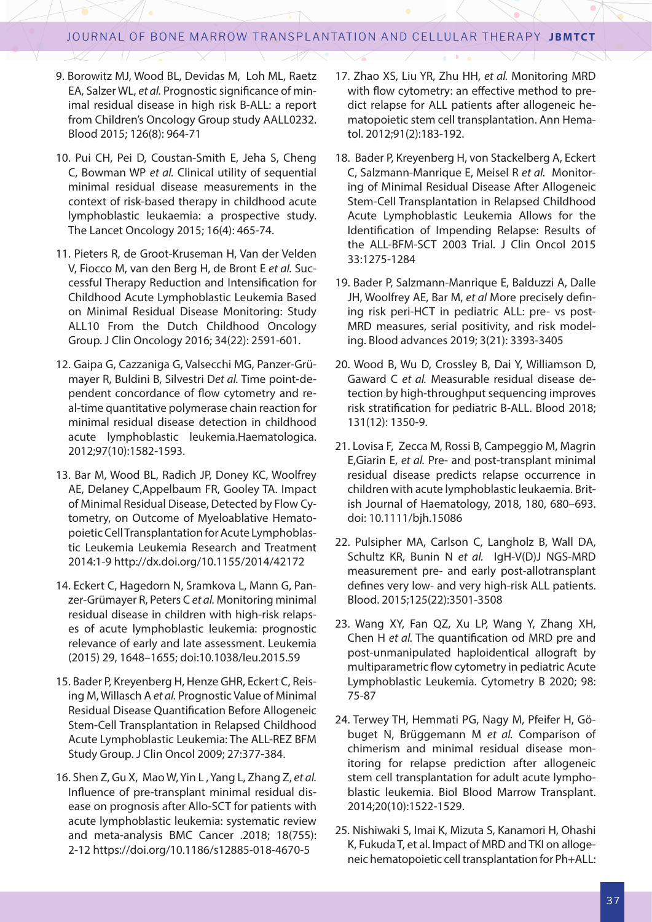9. Borowitz MJ, Wood BL, Devidas M, Loh ML, Raetz EA, Salzer WL, *et al.* Prognostic significance of minimal residual disease in high risk B-ALL: a report from Children's Oncology Group study AALL0232. Blood 2015; 126(8): 964-71

10. Pui CH, Pei D, Coustan-Smith E, Jeha S, Cheng C, Bowman WP *et al.* Clinical utility of sequential minimal residual disease measurements in the context of risk-based therapy in childhood acute lymphoblastic leukaemia: a prospective study. The Lancet Oncology 2015; 16(4): 465-74.

11. Pieters R, de Groot-Kruseman H, Van der Velden V, Fiocco M, van den Berg H, de Bront E *et al.* Successful Therapy Reduction and Intensification for Childhood Acute Lymphoblastic Leukemia Based on Minimal Residual Disease Monitoring: Study ALL10 From the Dutch Childhood Oncology Group. J Clin Oncology 2016; 34(22): 2591-601.

12. Gaipa G, Cazzaniga G, Valsecchi MG, Panzer-Grümayer R, Buldini B, Silvestri D*et al.* Time point-dependent concordance of flow cytometry and real-time quantitative polymerase chain reaction for minimal residual disease detection in childhood acute lymphoblastic leukemia.Haematologica. 2012;97(10):1582-1593.

13. Bar M, Wood BL, Radich JP, Doney KC, Woolfrey AE, Delaney C,Appelbaum FR, Gooley TA. Impact of Minimal Residual Disease, Detected by Flow Cytometry, on Outcome of Myeloablative Hematopoietic Cell Transplantation for Acute Lymphoblastic Leukemia Leukemia Research and Treatment 2014:1-9 http://dx.doi.org/10.1155/2014/42172

14. Eckert C, Hagedorn N, Sramkova L, Mann G, Panzer-Grümayer R, Peters C *et al.* Monitoring minimal residual disease in children with high-risk relapses of acute lymphoblastic leukemia: prognostic relevance of early and late assessment. Leukemia (2015) 29, 1648–1655; doi:10.1038/leu.2015.59

15. Bader P, Kreyenberg H, Henze GHR, Eckert C, Reising M, Willasch A *et al.* Prognostic Value of Minimal Residual Disease Quantification Before Allogeneic Stem-Cell Transplantation in Relapsed Childhood Acute Lymphoblastic Leukemia: The ALL-REZ BFM Study Group. J Clin Oncol 2009; 27:377-384.

16. Shen Z, Gu X, Mao W, Yin L , Yang L, Zhang Z, *et al.* Influence of pre-transplant minimal residual disease on prognosis after Allo-SCT for patients with acute lymphoblastic leukemia: systematic review and meta-analysis BMC Cancer .2018; 18(755): 2-12 https://doi.org/10.1186/s12885-018-4670-5

17. Zhao XS, Liu YR, Zhu HH, *et al.* Monitoring MRD with flow cytometry: an effective method to predict relapse for ALL patients after allogeneic hematopoietic stem cell transplantation. Ann Hematol. 2012;91(2):183-192.

18. Bader P, Kreyenberg H, von Stackelberg A, Eckert C, Salzmann-Manrique E, Meisel R *et al.* Monitoring of Minimal Residual Disease After Allogeneic Stem-Cell Transplantation in Relapsed Childhood Acute Lymphoblastic Leukemia Allows for the Identification of Impending Relapse: Results of the ALL-BFM-SCT 2003 Trial. J Clin Oncol 2015 33:1275-1284

19. Bader P, Salzmann-Manrique E, Balduzzi A, Dalle JH, Woolfrey AE, Bar M, *et al* More precisely defining risk peri-HCT in pediatric ALL: pre- vs post-MRD measures, serial positivity, and risk modeling. Blood advances 2019; 3(21): 3393-3405

20. Wood B, Wu D, Crossley B, Dai Y, Williamson D, Gaward C *et al.* Measurable residual disease detection by high-throughput sequencing improves risk stratification for pediatric B-ALL. Blood 2018; 131(12): 1350-9.

21. Lovisa F, Zecca M, Rossi B, Campeggio M, Magrin E,Giarin E, *et al.* Pre- and post-transplant minimal residual disease predicts relapse occurrence in children with acute lymphoblastic leukaemia. British Journal of Haematology, 2018, 180, 680–693. doi: 10.1111/bjh.15086

22. Pulsipher MA, Carlson C, Langholz B, Wall DA, Schultz KR, Bunin N *et al.* IgH-V(D)J NGS-MRD measurement pre- and early post-allotransplant defines very low- and very high-risk ALL patients. Blood. 2015;125(22):3501-3508

23. Wang XY, Fan QZ, Xu LP, Wang Y, Zhang XH, Chen H *et al.* The quantification od MRD pre and post-unmanipulated haploidentical allograft by multiparametric flow cytometry in pediatric Acute Lymphoblastic Leukemia. Cytometry B 2020; 98: 75-87

24. Terwey TH, Hemmati PG, Nagy M, Pfeifer H, Göbuget N, Brüggemann M *et al.* Comparison of chimerism and minimal residual disease monitoring for relapse prediction after allogeneic stem cell transplantation for adult acute lymphoblastic leukemia. Biol Blood Marrow Transplant. 2014;20(10):1522-1529.

25. Nishiwaki S, Imai K, Mizuta S, Kanamori H, Ohashi K, Fukuda T, et al. Impact of MRD and TKI on allogeneic hematopoietic cell transplantation for Ph+ALL: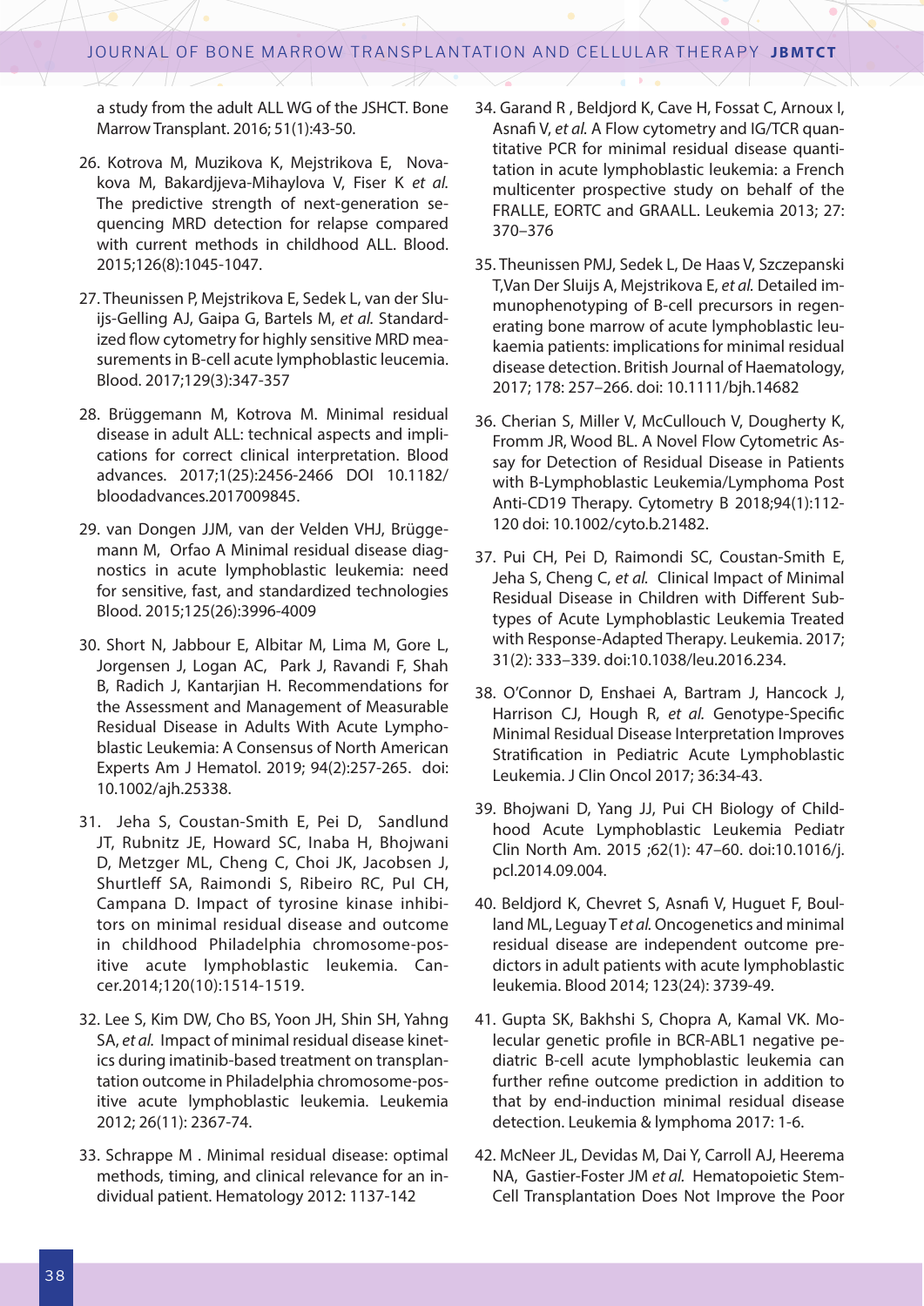a study from the adult ALL WG of the JSHCT. Bone Marrow Transplant. 2016; 51(1):43-50.

26. Kotrova M, Muzikova K, Mejstrikova E, Novakova M, Bakardjjeva-Mihaylova V, Fiser K *et al.* The predictive strength of next-generation sequencing MRD detection for relapse compared with current methods in childhood ALL. Blood. 2015;126(8):1045-1047.

27. Theunissen P, Mejstrikova E, Sedek L, van der Sluijs-Gelling AJ, Gaipa G, Bartels M, *et al.* Standardized flow cytometry for highly sensitive MRD measurements in B-cell acute lymphoblastic leucemia. Blood. 2017;129(3):347-357

28. Brüggemann M, Kotrova M. Minimal residual disease in adult ALL: technical aspects and implications for correct clinical interpretation. Blood advances. 2017;1(25):2456-2466 DOI 10.1182/bloodadvances.2017009845.

29. van Dongen JJM, van der Velden VHJ, Brüggemann M, Orfao A Minimal residual disease diagnostics in acute lymphoblastic leukemia: need for sensitive, fast, and standardized technologies Blood. 2015;125(26):3996-4009

30. Short N, Jabbour E, Albitar M, Lima M, Gore L, Jorgensen J, Logan AC, Park J, Ravandi F, Shah B, Radich J, Kantarjian H. Recommendations for the Assessment and Management of Measurable Residual Disease in Adults With Acute Lymphoblastic Leukemia: A Consensus of North American Experts Am J Hematol. 2019; 94(2):257-265. doi: 10.1002/ajh.25338.

31. Jeha S, Coustan-Smith E, Pei D, Sandlund JT, Rubnitz JE, Howard SC, Inaba H, Bhojwani D, Metzger ML, Cheng C, Choi JK, Jacobsen J, Shurtleff SA, Raimondi S, Ribeiro RC, Pul CH, Campana D. Impact of tyrosine kinase inhibitors on minimal residual disease and outcome in childhood Philadelphia chromosome-positive acute lymphoblastic leukemia. Cancer.2014;120(10):1514-1519.

32. Lee S, Kim DW, Cho BS, Yoon JH, Shin SH, Yahng SA, *et al.* Impact of minimal residual disease kinetics during imatinib-based treatment on transplantation outcome in Philadelphia chromosome-positive acute lymphoblastic leukemia. Leukemia 2012; 26(11): 2367-74.

33. Schrappe M . Minimal residual disease: optimal methods, timing, and clinical relevance for an individual patient. Hematology 2012: 1137-142

34. Garand R , Beldjord K, Cave H, Fossat C, Arnoux I, Asnafi V, *et al.* A Flow cytometry and IG/TCR quantitative PCR for minimal residual disease quantitation in acute lymphoblastic leukemia: a French multicenter prospective study on behalf of the FRALLE, EORTC and GRAALL. Leukemia 2013; 27: 370–376

35. Theunissen PMJ, Sedek L, De Haas V, Szczepanski T,Van Der Sluijs A, Mejstrikova E, *et al.* Detailed immunophenotyping of B-cell precursors in regenerating bone marrow of acute lymphoblastic leukaemia patients: implications for minimal residual disease detection. British Journal of Haematology, 2017; 178: 257–266. doi: 10.1111/bjh.14682

36. Cherian S, Miller V, McCullouch V, Dougherty K, Fromm JR, Wood BL. A Novel Flow Cytometric Assay for Detection of Residual Disease in Patients with B-Lymphoblastic Leukemia/Lymphoma Post Anti-CD19 Therapy. Cytometry B 2018;94(1):112-120 doi: 10.1002/cyto.b.21482.

37. Pui CH, Pei D, Raimondi SC, Coustan-Smith E, Jeha S, Cheng C, *et al.* Clinical Impact of Minimal Residual Disease in Children with Different Subtypes of Acute Lymphoblastic Leukemia Treated with Response-Adapted Therapy. Leukemia. 2017; 31(2): 333–339. doi:10.1038/leu.2016.234.

38. O'Connor D, Enshaei A, Bartram J, Hancock J, Harrison CJ, Hough R, *et al.* Genotype-Specific Minimal Residual Disease Interpretation Improves Stratification in Pediatric Acute Lymphoblastic Leukemia. J Clin Oncol 2017; 36:34-43.

39. Bhojwani D, Yang JJ, Pui CH Biology of Childhood Acute Lymphoblastic Leukemia Pediatr Clin North Am. 2015 ;62(1): 47–60. doi:10.1016/j.pcl.2014.09.004.

40. Beldjord K, Chevret S, Asnafi V, Huguet F, Boulland ML, Leguay T *et al.* Oncogenetics and minimal residual disease are independent outcome predictors in adult patients with acute lymphoblastic leukemia. Blood 2014; 123(24): 3739-49.

41. Gupta SK, Bakhshi S, Chopra A, Kamal VK. Molecular genetic profile in BCR-ABL1 negative pediatric B-cell acute lymphoblastic leukemia can further refine outcome prediction in addition to that by end-induction minimal residual disease detection. Leukemia & lymphoma 2017: 1-6.

42. McNeer JL, Devidas M, Dai Y, Carroll AJ, Heerema NA, Gastier-Foster JM *et al.* Hematopoietic Stem-Cell Transplantation Does Not Improve the Poor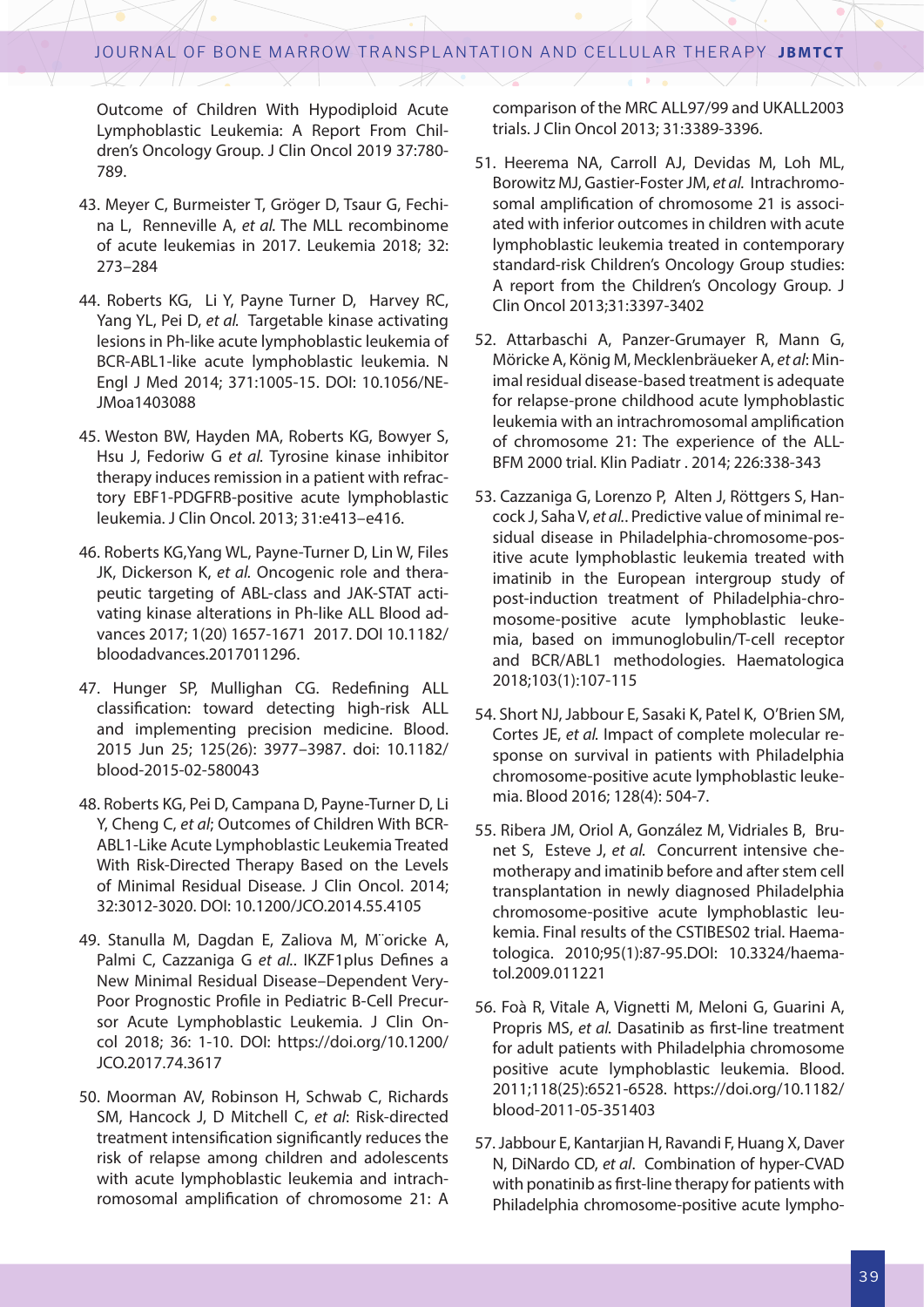Outcome of Children With Hypodiploid Acute Lymphoblastic Leukemia: A Report From Children's Oncology Group. J Clin Oncol 2019 37:780-789.

43. Meyer C, Burmeister T, Gröger D, Tsaur G, Fechina L, Renneville A, *et al.* The MLL recombinome of acute leukemias in 2017. Leukemia 2018; 32: 273–284

44. Roberts KG, Li Y, Payne Turner D, Harvey RC, Yang YL, Pei D, *et al.* Targetable kinase activating lesions in Ph-like acute lymphoblastic leukemia of BCR-ABL1-like acute lymphoblastic leukemia. N Engl J Med 2014; 371:1005-15. DOI: 10.1056/NEJMoa1403088

45. Weston BW, Hayden MA, Roberts KG, Bowyer S, Hsu J, Fedoriw G *et al.* Tyrosine kinase inhibitor therapy induces remission in a patient with refractory EBF1-PDGFRB-positive acute lymphoblastic leukemia. J Clin Oncol. 2013; 31:e413–e416.

46. Roberts KG,Yang WL, Payne-Turner D, Lin W, Files JK, Dickerson K, *et al.* Oncogenic role and therapeutic targeting of ABL-class and JAK-STAT activating kinase alterations in Ph-like ALL Blood advances 2017; 1(20) 1657-1671 2017. DOI 10.1182/bloodadvances.2017011296.

47. Hunger SP, Mullighan CG. Redefining ALL classification: toward detecting high-risk ALL and implementing precision medicine. Blood. 2015 Jun 25; 125(26): 3977–3987. doi: 10.1182/blood-2015-02-580043

48. Roberts KG, Pei D, Campana D, Payne-Turner D, Li Y, Cheng C, *et al*; Outcomes of Children With BCR-ABL1-Like Acute Lymphoblastic Leukemia Treated With Risk-Directed Therapy Based on the Levels of Minimal Residual Disease. J Clin Oncol. 2014; 32:3012-3020. DOI: 10.1200/JCO.2014.55.4105

49. Stanulla M, Dagdan E, Zaliova M, M¨oricke A, Palmi C, Cazzaniga G *et al.*. IKZF1plus Defines a New Minimal Residual Disease–Dependent Very-Poor Prognostic Profile in Pediatric B-Cell Precursor Acute Lymphoblastic Leukemia. J Clin Oncol 2018; 36: 1-10. DOI: https://doi.org/10.1200/JCO.2017.74.3617

50. Moorman AV, Robinson H, Schwab C, Richards SM, Hancock J, D Mitchell C, *et al*: Risk-directed treatment intensification significantly reduces the risk of relapse among children and adolescents with acute lymphoblastic leukemia and intrachromosomal amplification of chromosome 21: A comparison of the MRC ALL97/99 and UKALL2003 trials. J Clin Oncol 2013; 31:3389-3396.

51. Heerema NA, Carroll AJ, Devidas M, Loh ML, Borowitz MJ, Gastier-Foster JM, *et al.* Intrachromosomal amplification of chromosome 21 is associated with inferior outcomes in children with acute lymphoblastic leukemia treated in contemporary standard-risk Children's Oncology Group studies: A report from the Children's Oncology Group. J Clin Oncol 2013;31:3397-3402

52. Attarbaschi A, Panzer-Grumayer R, Mann G, Möricke A, König M, Mecklenbräueker A, *et al*: Minimal residual disease-based treatment is adequate for relapse-prone childhood acute lymphoblastic leukemia with an intrachromosomal amplification of chromosome 21: The experience of the ALL-BFM 2000 trial. Klin Padiatr . 2014; 226:338-343

53. Cazzaniga G, Lorenzo P, Alten J, Röttgers S, Hancock J, Saha V, *et al.*. Predictive value of minimal residual disease in Philadelphia-chromosome-positive acute lymphoblastic leukemia treated with imatinib in the European intergroup study of post-induction treatment of Philadelphia-chromosome-positive acute lymphoblastic leukemia, based on immunoglobulin/T-cell receptor and BCR/ABL1 methodologies. Haematologica 2018;103(1):107-115

54. Short NJ, Jabbour E, Sasaki K, Patel K, O'Brien SM, Cortes JE, *et al.* Impact of complete molecular response on survival in patients with Philadelphia chromosome-positive acute lymphoblastic leukemia. Blood 2016; 128(4): 504-7.

55. Ribera JM, Oriol A, González M, Vidriales B, Brunet S, Esteve J, *et al.* Concurrent intensive chemotherapy and imatinib before and after stem cell transplantation in newly diagnosed Philadelphia chromosome-positive acute lymphoblastic leukemia. Final results of the CSTIBES02 trial. Haematologica. 2010;95(1):87-95.DOI: 10.3324/haematol.2009.011221

56. Foà R, Vitale A, Vignetti M, Meloni G, Guarini A, Propris MS, *et al.* Dasatinib as first-line treatment for adult patients with Philadelphia chromosome positive acute lymphoblastic leukemia. Blood. 2011;118(25):6521-6528. https://doi.org/10.1182/blood-2011-05-351403

57. Jabbour E, Kantarjian H, Ravandi F, Huang X, Daver N, DiNardo CD, *et al*. Combination of hyper-CVAD with ponatinib as first-line therapy for patients with Philadelphia chromosome-positive acute lympho-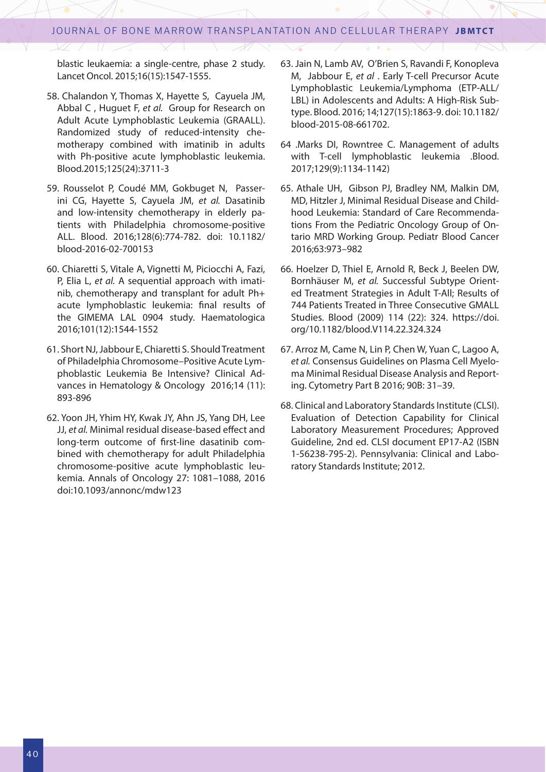blastic leukaemia: a single-centre, phase 2 study. Lancet Oncol. 2015;16(15):1547-1555.

58. Chalandon Y, Thomas X, Hayette S, Cayuela JM, Abbal C , Huguet F, *et al.* Group for Research on Adult Acute Lymphoblastic Leukemia (GRAALL). Randomized study of reduced-intensity chemotherapy combined with imatinib in adults with Ph-positive acute lymphoblastic leukemia. Blood.2015;125(24):3711-3

59. Rousselot P, Coudé MM, Gokbuget N, Passerini CG, Hayette S, Cayuela JM, *et al.* Dasatinib and low-intensity chemotherapy in elderly patients with Philadelphia chromosome-positive ALL. Blood. 2016;128(6):774-782. doi: 10.1182/blood-2016-02-700153

60. Chiaretti S, Vitale A, Vignetti M, Piciocchi A, Fazi, P, Elia L, *et al.* A sequential approach with imatinib, chemotherapy and transplant for adult Ph+ acute lymphoblastic leukemia: final results of the GIMEMA LAL 0904 study. Haematologica 2016;101(12):1544-1552

61. Short NJ, Jabbour E, Chiaretti S. Should Treatment of Philadelphia Chromosome–Positive Acute Lymphoblastic Leukemia Be Intensive? Clinical Advances in Hematology & Oncology 2016;14 (11): 893-896

62. Yoon JH, Yhim HY, Kwak JY, Ahn JS, Yang DH, Lee JJ, *et al.* Minimal residual disease-based effect and long-term outcome of first-line dasatinib combined with chemotherapy for adult Philadelphia chromosome-positive acute lymphoblastic leukemia. Annals of Oncology 27: 1081–1088, 2016 doi:10.1093/annonc/mdw123

63. Jain N, Lamb AV, O'Brien S, Ravandi F, Konopleva M, Jabbour E, *et al* . Early T-cell Precursor Acute Lymphoblastic Leukemia/Lymphoma (ETP-ALL/LBL) in Adolescents and Adults: A High-Risk Subtype. Blood. 2016; 14;127(15):1863-9. doi: 10.1182/blood-2015-08-661702.

64 .Marks DI, Rowntree C. Management of adults with T-cell lymphoblastic leukemia .Blood. 2017;129(9):1134-1142)

65. Athale UH, Gibson PJ, Bradley NM, Malkin DM, MD, Hitzler J, Minimal Residual Disease and Childhood Leukemia: Standard of Care Recommendations From the Pediatric Oncology Group of Ontario MRD Working Group. Pediatr Blood Cancer 2016;63:973–982

66. Hoelzer D, Thiel E, Arnold R, Beck J, Beelen DW, Bornhäuser M, *et al.* Successful Subtype Oriented Treatment Strategies in Adult T-All; Results of 744 Patients Treated in Three Consecutive GMALL Studies. Blood (2009) 114 (22): 324. https://doi.org/10.1182/blood.V114.22.324.324

67. Arroz M, Came N, Lin P, Chen W, Yuan C, Lagoo A, *et al.* Consensus Guidelines on Plasma Cell Myeloma Minimal Residual Disease Analysis and Reporting. Cytometry Part B 2016; 90B: 31–39.

68. Clinical and Laboratory Standards Institute (CLSI). Evaluation of Detection Capability for Clinical Laboratory Measurement Procedures; Approved Guideline, 2nd ed. CLSI document EP17-A2 (ISBN 1-56238-795-2). Pennsylvania: Clinical and Laboratory Standards Institute; 2012.